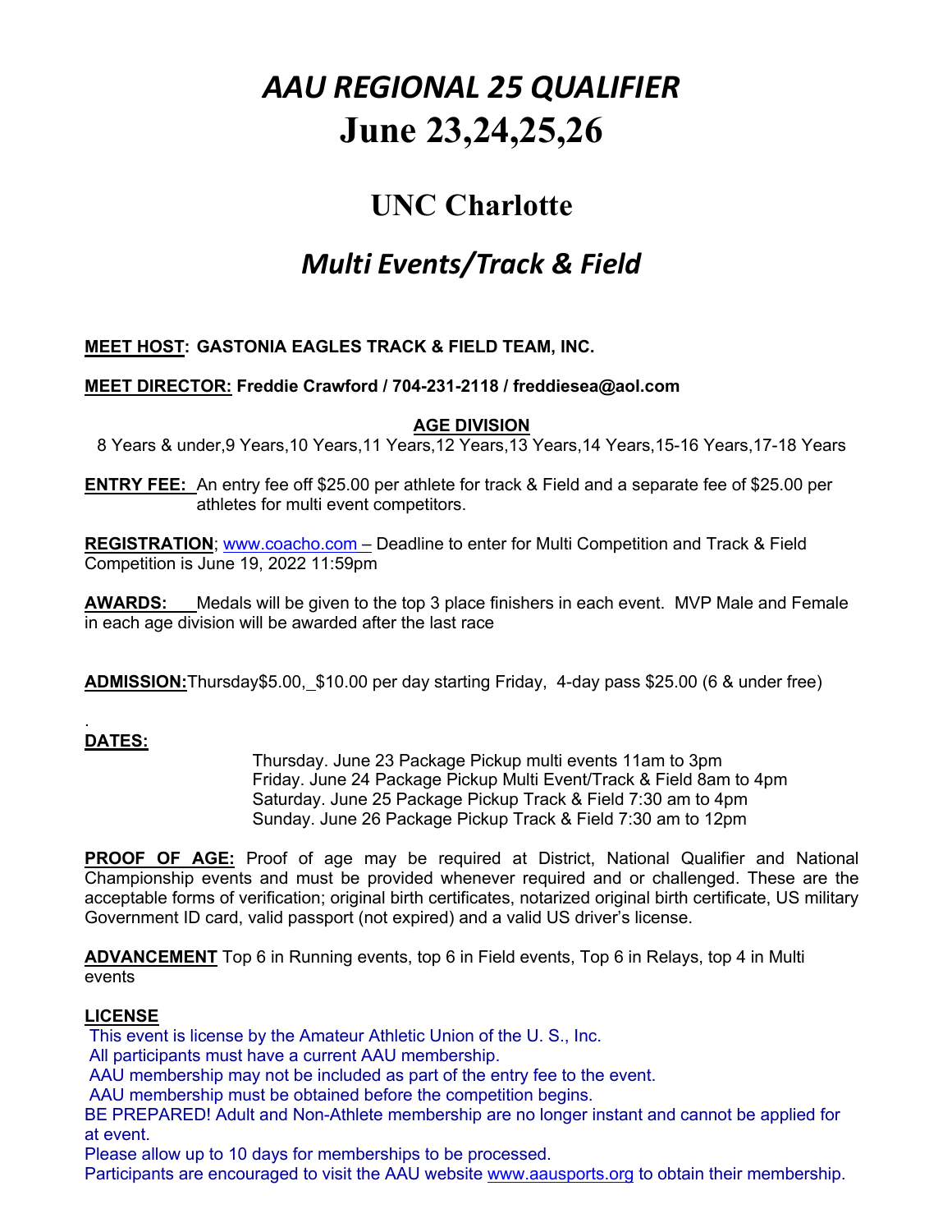# *AAU REGIONAL 25 QUALIFIER*
# June 23,24,25,26

## UNC Charlotte

## *Multi Events/Track & Field*

**MEET HOST: GASTONIA EAGLES TRACK & FIELD TEAM, INC.**

**MEET DIRECTOR: Freddie Crawford / 704-231-2118 / freddiesea@aol.com**

**AGE DIVISION**

8 Years & under,9 Years,10 Years,11 Years,12 Years,13 Years,14 Years,15-16 Years,17-18 Years

**ENTRY FEE:** An entry fee off $25.00 per athlete for track & Field and a separate fee of $25.00 per athletes for multi event competitors.

**REGISTRATION**; www.coacho.com – Deadline to enter for Multi Competition and Track & Field Competition is June 19, 2022 11:59pm

**AWARDS:** Medals will be given to the top 3 place finishers in each event. MVP Male and Female in each age division will be awarded after the last race

**ADMISSION:** Thursday$5.00, $10.00 per day starting Friday, 4-day pass $25.00 (6 & under free)

.

**DATES:**

Thursday. June 23 Package Pickup multi events 11am to 3pm
Friday. June 24 Package Pickup Multi Event/Track & Field 8am to 4pm
Saturday. June 25 Package Pickup Track & Field 7:30 am to 4pm
Sunday. June 26 Package Pickup Track & Field 7:30 am to 12pm

**PROOF OF AGE:** Proof of age may be required at District, National Qualifier and National Championship events and must be provided whenever required and or challenged. These are the acceptable forms of verification; original birth certificates, notarized original birth certificate, US military Government ID card, valid passport (not expired) and a valid US driver's license.

**ADVANCEMENT** Top 6 in Running events, top 6 in Field events, Top 6 in Relays, top 4 in Multi events

**LICENSE**

This event is license by the Amateur Athletic Union of the U. S., Inc.
All participants must have a current AAU membership.
AAU membership may not be included as part of the entry fee to the event.
AAU membership must be obtained before the competition begins.
BE PREPARED! Adult and Non-Athlete membership are no longer instant and cannot be applied for at event.
Please allow up to 10 days for memberships to be processed.
Participants are encouraged to visit the AAU website www.aausports.org to obtain their membership.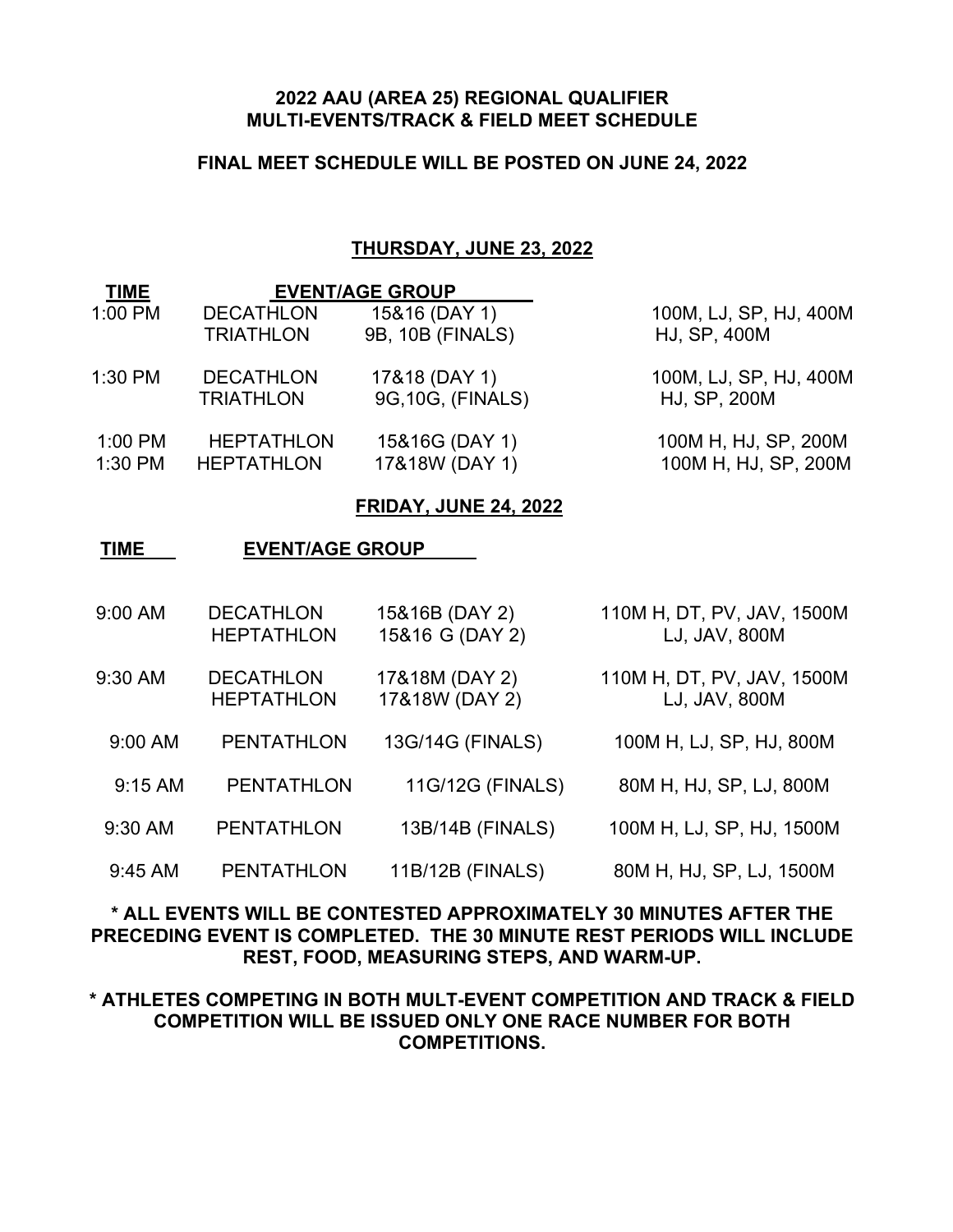**2022 AAU (AREA 25) REGIONAL QUALIFIER**
**MULTI-EVENTS/TRACK & FIELD MEET SCHEDULE**

**FINAL MEET SCHEDULE WILL BE POSTED ON JUNE 24, 2022**

## THURSDAY, JUNE 23, 2022

| TIME | EVENT/AGE GROUP | | |
|---|---|---|---|
| 1:00 PM | DECATHLON | 15&16 (DAY 1) | 100M, LJ, SP, HJ, 400M |
| | TRIATHLON | 9B, 10B (FINALS) | HJ, SP, 400M |
| 1:30 PM | DECATHLON | 17&18 (DAY 1) | 100M, LJ, SP, HJ, 400M |
| | TRIATHLON | 9G,10G, (FINALS) | HJ, SP, 200M |
| 1:00 PM | HEPTATHLON | 15&16G (DAY 1) | 100M H, HJ, SP, 200M |
| 1:30 PM | HEPTATHLON | 17&18W (DAY 1) | 100M H, HJ, SP, 200M |

## FRIDAY, JUNE 24, 2022

| TIME | EVENT/AGE GROUP | | |
|---|---|---|---|
| 9:00 AM | DECATHLON | 15&16B (DAY 2) | 110M H, DT, PV, JAV, 1500M |
| | HEPTATHLON | 15&16 G (DAY 2) | LJ, JAV, 800M |
| 9:30 AM | DECATHLON | 17&18M (DAY 2) | 110M H, DT, PV, JAV, 1500M |
| | HEPTATHLON | 17&18W (DAY 2) | LJ, JAV, 800M |
| 9:00 AM | PENTATHLON | 13G/14G (FINALS) | 100M H, LJ, SP, HJ, 800M |
| 9:15 AM | PENTATHLON | 11G/12G (FINALS) | 80M H, HJ, SP, LJ, 800M |
| 9:30 AM | PENTATHLON | 13B/14B (FINALS) | 100M H, LJ, SP, HJ, 1500M |
| 9:45 AM | PENTATHLON | 11B/12B (FINALS) | 80M H, HJ, SP, LJ, 1500M |

**\* ALL EVENTS WILL BE CONTESTED APPROXIMATELY 30 MINUTES AFTER THE PRECEDING EVENT IS COMPLETED. THE 30 MINUTE REST PERIODS WILL INCLUDE REST, FOOD, MEASURING STEPS, AND WARM-UP.**

**\* ATHLETES COMPETING IN BOTH MULT-EVENT COMPETITION AND TRACK & FIELD COMPETITION WILL BE ISSUED ONLY ONE RACE NUMBER FOR BOTH COMPETITIONS.**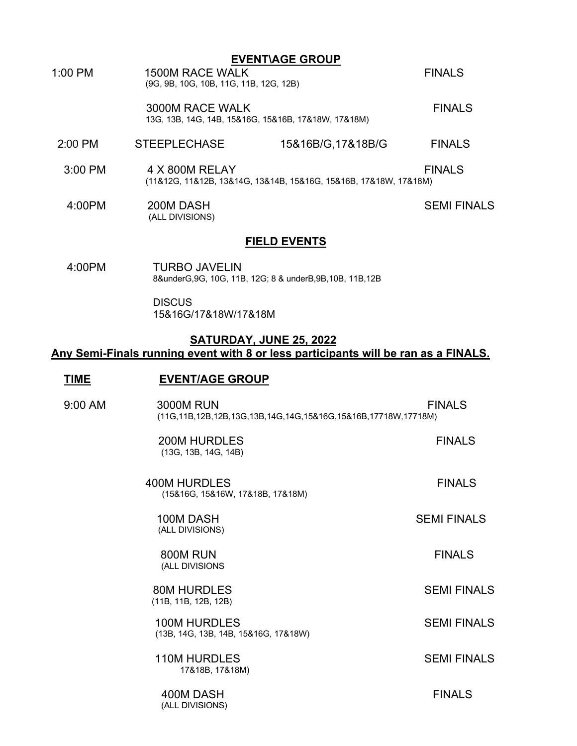**EVENT\AGE GROUP**

| | | | |
|---|---|---|---|
| 1:00 PM | 1500M RACE WALK (9G, 9B, 10G, 10B, 11G, 11B, 12G, 12B) | | FINALS |
| | 3000M RACE WALK 13G, 13B, 14G, 14B, 15&16G, 15&16B, 17&18W, 17&18M) | | FINALS |
| 2:00 PM | STEEPLECHASE | 15&16B/G,17&18B/G | FINALS |
| 3:00 PM | 4 X 800M RELAY (11&12G, 11&12B, 13&14G, 13&14B, 15&16G, 15&16B, 17&18W, 17&18M) | | FINALS |
| 4:00PM | 200M DASH (ALL DIVISIONS) | | SEMI FINALS |

**FIELD EVENTS**

| | |
|---|---|
| 4:00PM | TURBO JAVELIN 8&underG,9G, 10G, 11B, 12G; 8 & underB,9B,10B, 11B,12B |
| | DISCUS 15&16G/17&18W/17&18M |

**SATURDAY, JUNE 25, 2022**

**Any Semi-Finals running event with 8 or less participants will be ran as a FINALS.**

| **TIME** | **EVENT/AGE GROUP** | |
|---|---|---|
| 9:00 AM | 3000M RUN (11G,11B,12B,12B,13G,13B,14G,14G,15&16G,15&16B,17718W,17718M) | FINALS |
| | 200M HURDLES (13G, 13B, 14G, 14B) | FINALS |
| | 400M HURDLES (15&16G, 15&16W, 17&18B, 17&18M) | FINALS |
| | 100M DASH (ALL DIVISIONS) | SEMI FINALS |
| | 800M RUN (ALL DIVISIONS | FINALS |
| | 80M HURDLES (11B, 11B, 12B, 12B) | SEMI FINALS |
| | 100M HURDLES (13B, 14G, 13B, 14B, 15&16G, 17&18W) | SEMI FINALS |
| | 110M HURDLES 17&18B, 17&18M) | SEMI FINALS |
| | 400M DASH (ALL DIVISIONS) | FINALS |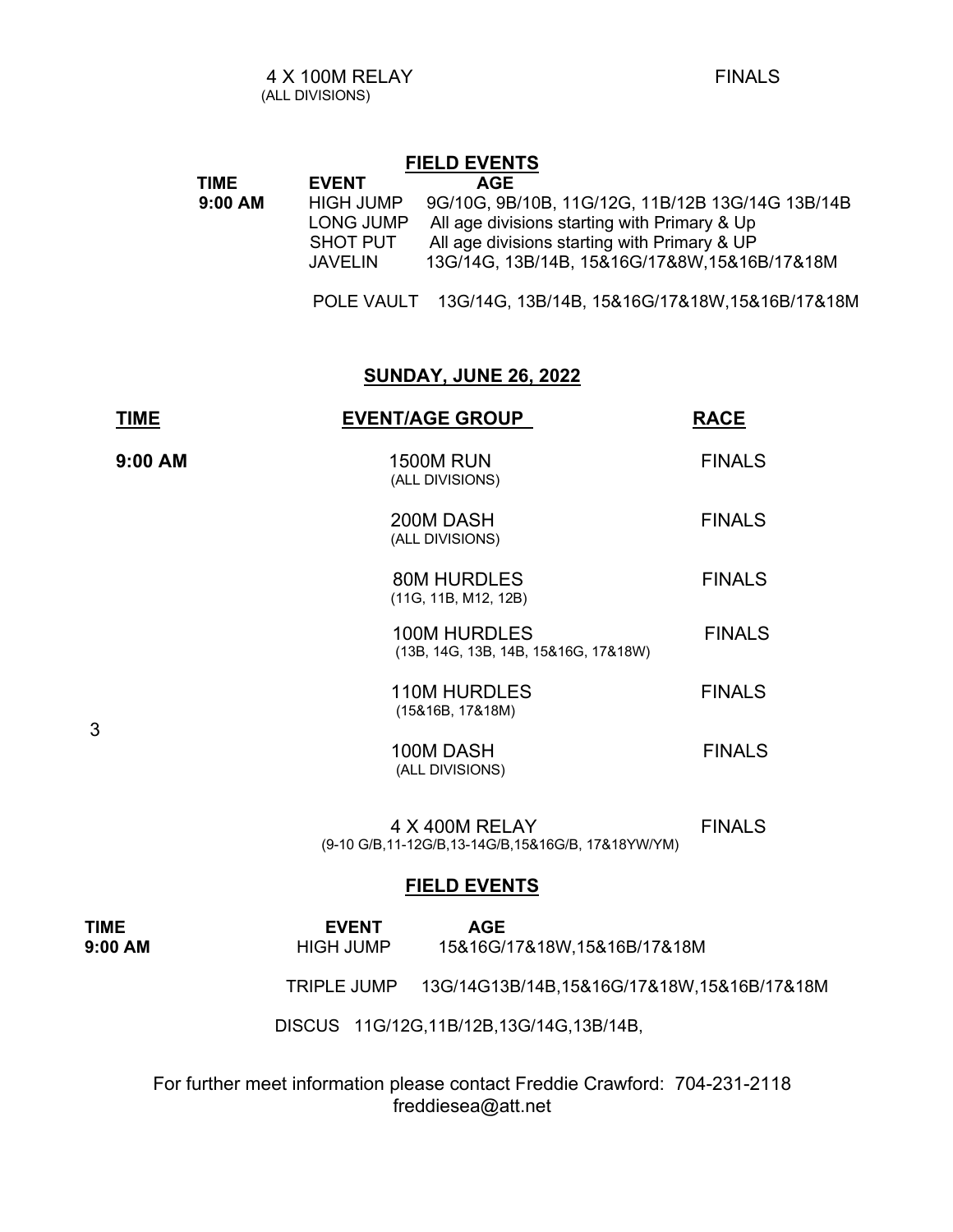| | | |
|---|---|---|
| | 4 X 100M RELAY (ALL DIVISIONS) | FINALS |

**FIELD EVENTS**

| TIME | EVENT | AGE |
|---|---|---|
| 9:00 AM | HIGH JUMP | 9G/10G, 9B/10B, 11G/12G, 11B/12B 13G/14G 13B/14B |
| | LONG JUMP | All age divisions starting with Primary & Up |
| | SHOT PUT | All age divisions starting with Primary & UP |
| | JAVELIN | 13G/14G, 13B/14B, 15&16G/17&8W,15&16B/17&18M |
| | POLE VAULT | 13G/14G, 13B/14B, 15&16G/17&18W,15&16B/17&18M |

## SUNDAY, JUNE 26, 2022

| TIME | EVENT/AGE GROUP | RACE |
|---|---|---|
| 9:00 AM | 1500M RUN (ALL DIVISIONS) | FINALS |
| | 200M DASH (ALL DIVISIONS) | FINALS |
| | 80M HURDLES (11G, 11B, M12, 12B) | FINALS |
| | 100M HURDLES (13B, 14G, 13B, 14B, 15&16G, 17&18W) | FINALS |
| | 110M HURDLES (15&16B, 17&18M) | FINALS |
| | 100M DASH (ALL DIVISIONS) | FINALS |
| | 4 X 400M RELAY (9-10 G/B,11-12G/B,13-14G/B,15&16G/B, 17&18YW/YM) | FINALS |

**FIELD EVENTS**

| TIME | EVENT | AGE |
|---|---|---|
| 9:00 AM | HIGH JUMP | 15&16G/17&18W,15&16B/17&18M |
| | TRIPLE JUMP | 13G/14G13B/14B,15&16G/17&18W,15&16B/17&18M |
| | DISCUS | 11G/12G,11B/12B,13G/14G,13B/14B, |

For further meet information please contact Freddie Crawford: 704-231-2118
freddiesea@att.net